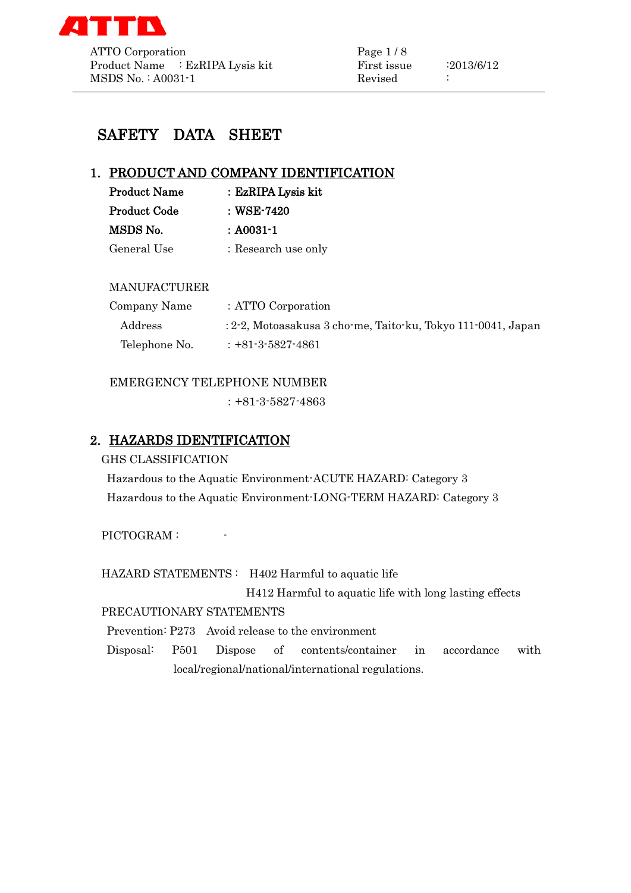# SAFETY DATA SHEET

## 1. PRODUCT AND COMPANY IDENTIFICATION

**Product Name** : **EzRIPA Lysis kit**

**Product Code** : **WSE-7420**

**MSDS No.** : **A0031-1**

General Use : Research use only

MANUFACTURER

Company Name : ATTO Corporation

Address : 2-2, Motoasakusa 3 cho-me, Taito-ku, Tokyo 111-0041, Japan

Telephone No. : +81-3-5827-4861

EMERGENCY TELEPHONE NUMBER

: +81-3-5827-4863

## 2. HAZARDS IDENTIFICATION

GHS CLASSIFICATION

Hazardous to the Aquatic Environment-ACUTE HAZARD: Category 3

Hazardous to the Aquatic Environment-LONG-TERM HAZARD: Category 3

PICTOGRAM : -

HAZARD STATEMENTS : H402 Harmful to aquatic life

H412 Harmful to aquatic life with long lasting effects

PRECAUTIONARY STATEMENTS

Prevention: P273 Avoid release to the environment

Disposal: P501 Dispose of contents/container in accordance with local/regional/national/international regulations.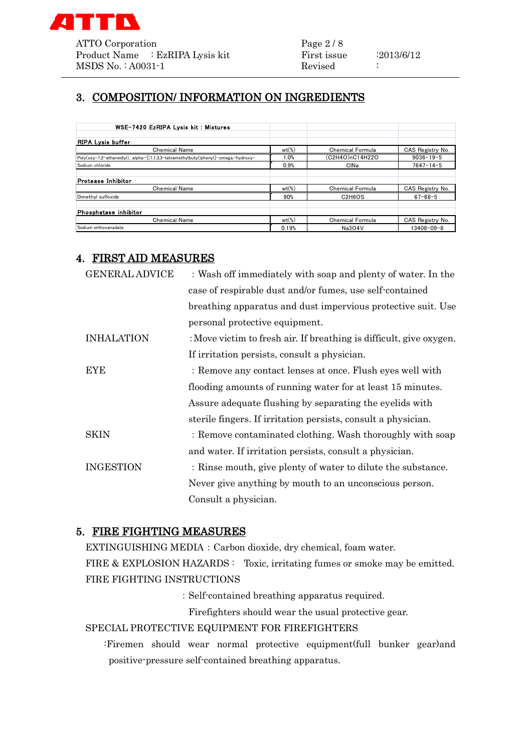## 3. COMPOSITION/ INFORMATION ON INGREDIENTS

| WSE-7420 EzRIPA Lysis kit : Mixtures | | | |
|---|---|---|---|
| **RIPA Lysis buffer** | | | |
| Chemical Name | wt(%) | Chemical Formula | CAS Registry No. |
| Poly(oxy-1,2-ethanediyl), .alpha.-[(1,1,3,3-tetramethylbutyl)phenyl]-.omega.-hydroxy- | 1.0% | $(C_2H_4O)_nC_{14}H_{22}O$ | 9036-19-5 |
| Sodium chloride | 0.9% | ClNa | 7647-14-5 |
| **Protease Inhibitor** | | | |
| Chemical Name | wt(%) | Chemical Formula | CAS Registry No. |
| Dimethyl sulfoxide | 90% | $C_2H_6OS$ | 67-68-5 |
| **Phosphatase inhibitor** | | | |
| Chemical Name | wt(%) | Chemical Formula | CAS Registry No. |
| Sodium orthovanadate | 0.19% | $Na_3O_4V$ | 13408-09-8 |

## 4. FIRST AID MEASURES

GENERAL ADVICE : Wash off immediately with soap and plenty of water. In the case of respirable dust and/or fumes, use self-contained breathing apparatus and dust impervious protective suit. Use personal protective equipment.

INHALATION : Move victim to fresh air. If breathing is difficult, give oxygen. If irritation persists, consult a physician.

EYE : Remove any contact lenses at once. Flush eyes well with flooding amounts of running water for at least 15 minutes. Assure adequate flushing by separating the eyelids with sterile fingers. If irritation persists, consult a physician.

SKIN : Remove contaminated clothing. Wash thoroughly with soap and water. If irritation persists, consult a physician.

INGESTION : Rinse mouth, give plenty of water to dilute the substance. Never give anything by mouth to an unconscious person. Consult a physician.

## 5. FIRE FIGHTING MEASURES

EXTINGUISHING MEDIA : Carbon dioxide, dry chemical, foam water.

FIRE & EXPLOSION HAZARDS : Toxic, irritating fumes or smoke may be emitted.

FIRE FIGHTING INSTRUCTIONS

: Self-contained breathing apparatus required.
Firefighters should wear the usual protective gear.

SPECIAL PROTECTIVE EQUIPMENT FOR FIREFIGHTERS

:Firemen should wear normal protective equipment(full bunker gear)and positive-pressure self-contained breathing apparatus.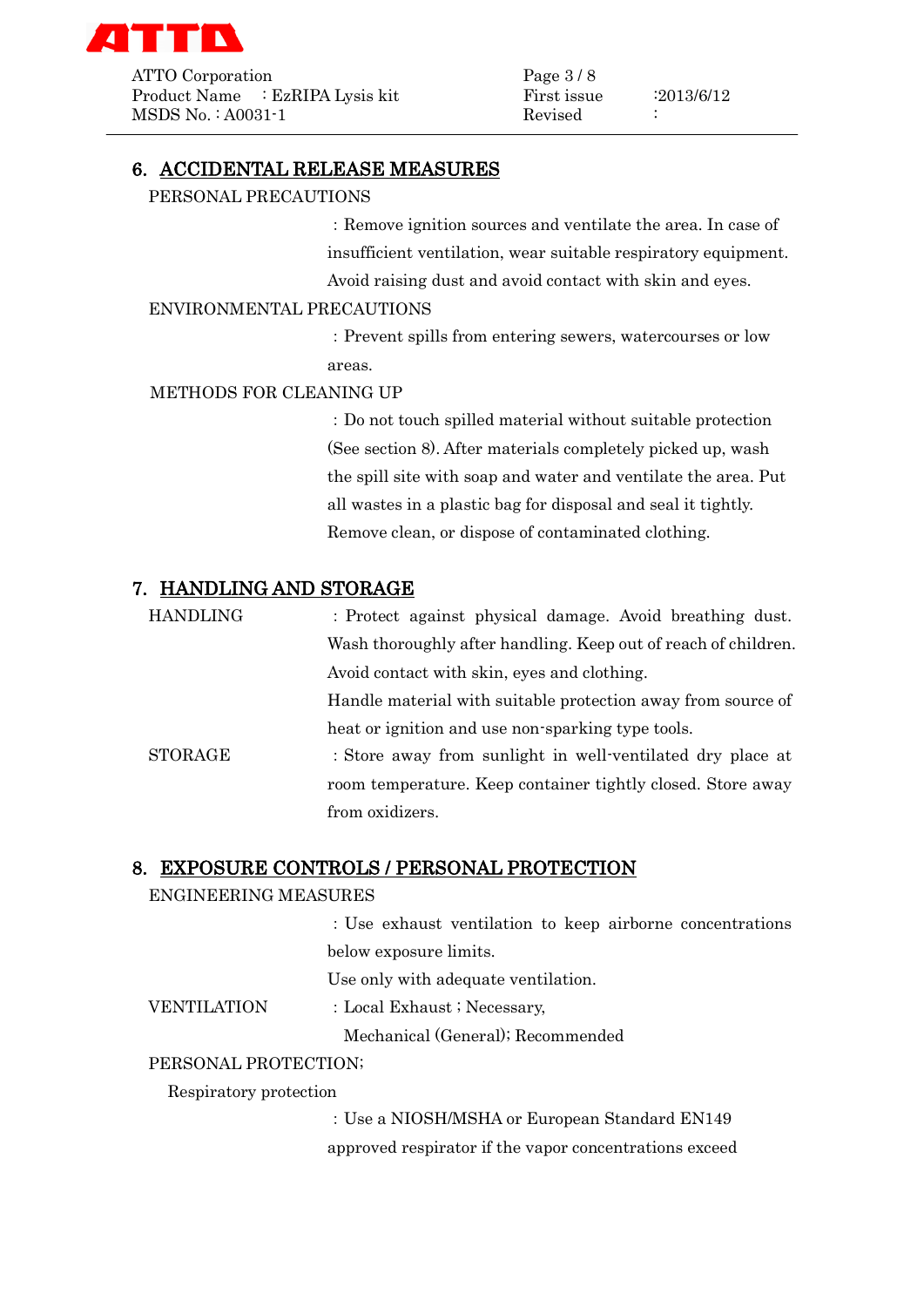## 6. ACCIDENTAL RELEASE MEASURES

PERSONAL PRECAUTIONS

: Remove ignition sources and ventilate the area. In case of insufficient ventilation, wear suitable respiratory equipment. Avoid raising dust and avoid contact with skin and eyes.

ENVIRONMENTAL PRECAUTIONS

: Prevent spills from entering sewers, watercourses or low areas.

METHODS FOR CLEANING UP

: Do not touch spilled material without suitable protection (See section 8). After materials completely picked up, wash the spill site with soap and water and ventilate the area. Put all wastes in a plastic bag for disposal and seal it tightly. Remove clean, or dispose of contaminated clothing.

## 7. HANDLING AND STORAGE

HANDLING : Protect against physical damage. Avoid breathing dust. Wash thoroughly after handling. Keep out of reach of children. Avoid contact with skin, eyes and clothing.
Handle material with suitable protection away from source of heat or ignition and use non-sparking type tools.

STORAGE : Store away from sunlight in well-ventilated dry place at room temperature. Keep container tightly closed. Store away from oxidizers.

## 8. EXPOSURE CONTROLS / PERSONAL PROTECTION

ENGINEERING MEASURES

: Use exhaust ventilation to keep airborne concentrations below exposure limits.
Use only with adequate ventilation.

VENTILATION : Local Exhaust ; Necessary,
Mechanical (General); Recommended

PERSONAL PROTECTION;

Respiratory protection

: Use a NIOSH/MSHA or European Standard EN149 approved respirator if the vapor concentrations exceed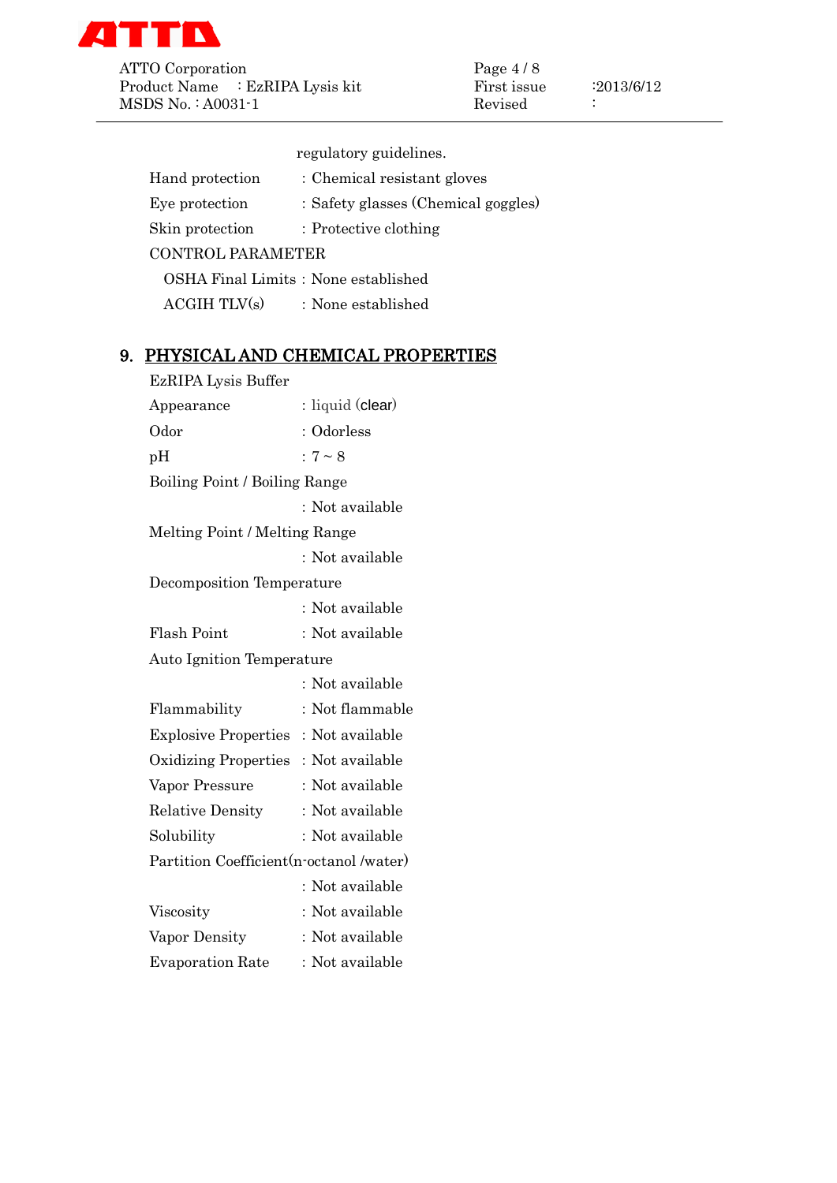regulatory guidelines.

Hand protection : Chemical resistant gloves

Eye protection : Safety glasses (Chemical goggles)

Skin protection : Protective clothing

CONTROL PARAMETER

OSHA Final Limits : None established

ACGIH TLV(s) : None established

## 9. PHYSICAL AND CHEMICAL PROPERTIES

EzRIPA Lysis Buffer

Appearance : liquid (clear)

Odor : Odorless

pH : 7 ~ 8

Boiling Point / Boiling Range

: Not available

Melting Point / Melting Range

: Not available

Decomposition Temperature

: Not available

Flash Point : Not available

Auto Ignition Temperature

: Not available

Flammability : Not flammable

Explosive Properties : Not available

Oxidizing Properties : Not available

Vapor Pressure : Not available

Relative Density : Not available

Solubility : Not available

Partition Coefficient(n-octanol /water)

: Not available

Viscosity : Not available

Vapor Density : Not available

Evaporation Rate : Not available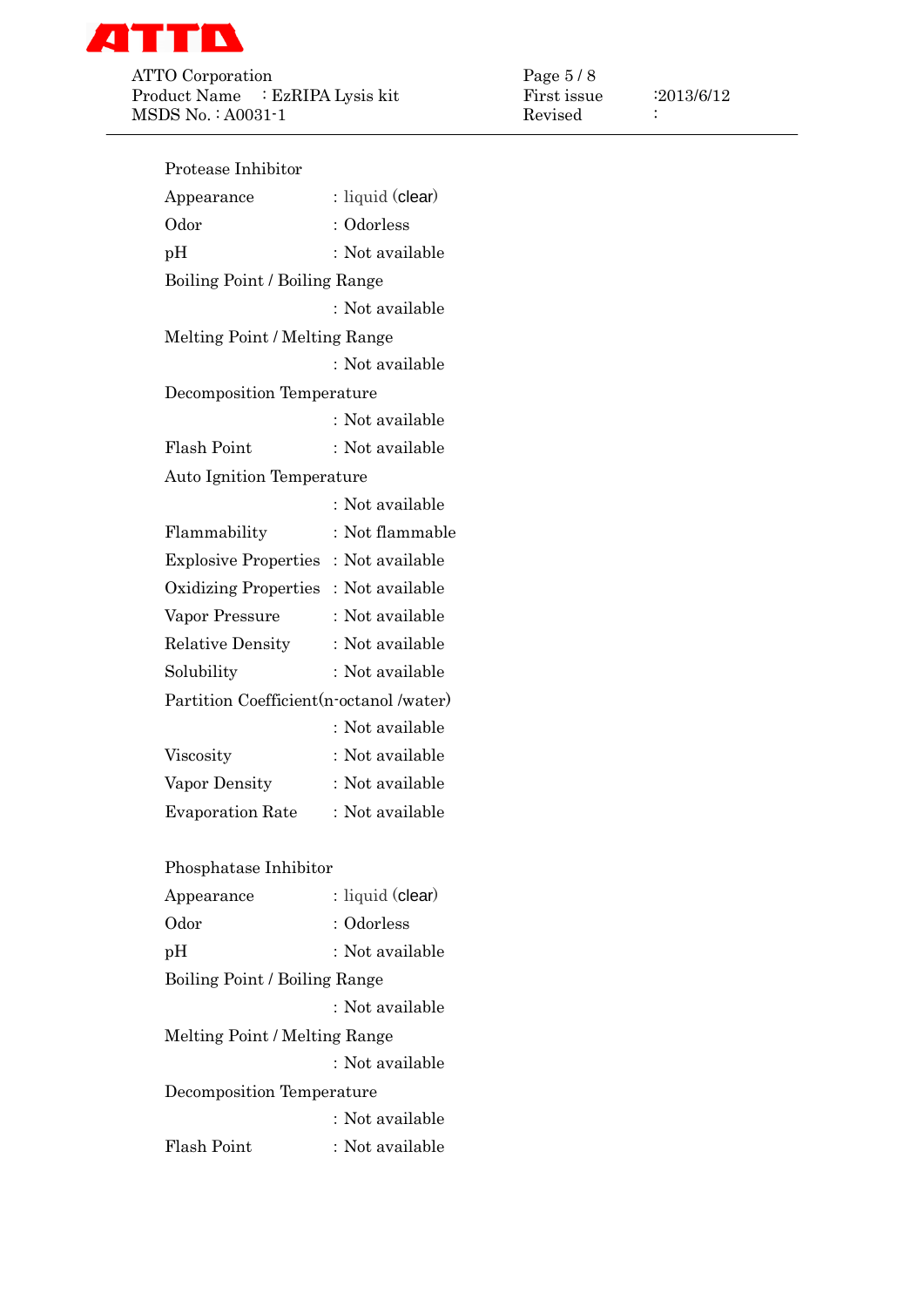Protease Inhibitor

Appearance : liquid (clear)

Odor : Odorless

pH : Not available

Boiling Point / Boiling Range

: Not available

Melting Point / Melting Range

: Not available

Decomposition Temperature

: Not available

Flash Point : Not available

Auto Ignition Temperature

: Not available

Flammability : Not flammable

Explosive Properties : Not available

Oxidizing Properties : Not available

Vapor Pressure : Not available

Relative Density : Not available

Solubility : Not available

Partition Coefficient(n-octanol /water)

: Not available

Viscosity : Not available

Vapor Density : Not available

Evaporation Rate : Not available

Phosphatase Inhibitor

Appearance : liquid (clear)

Odor : Odorless

pH : Not available

Boiling Point / Boiling Range

: Not available

Melting Point / Melting Range

: Not available

Decomposition Temperature

: Not available

Flash Point : Not available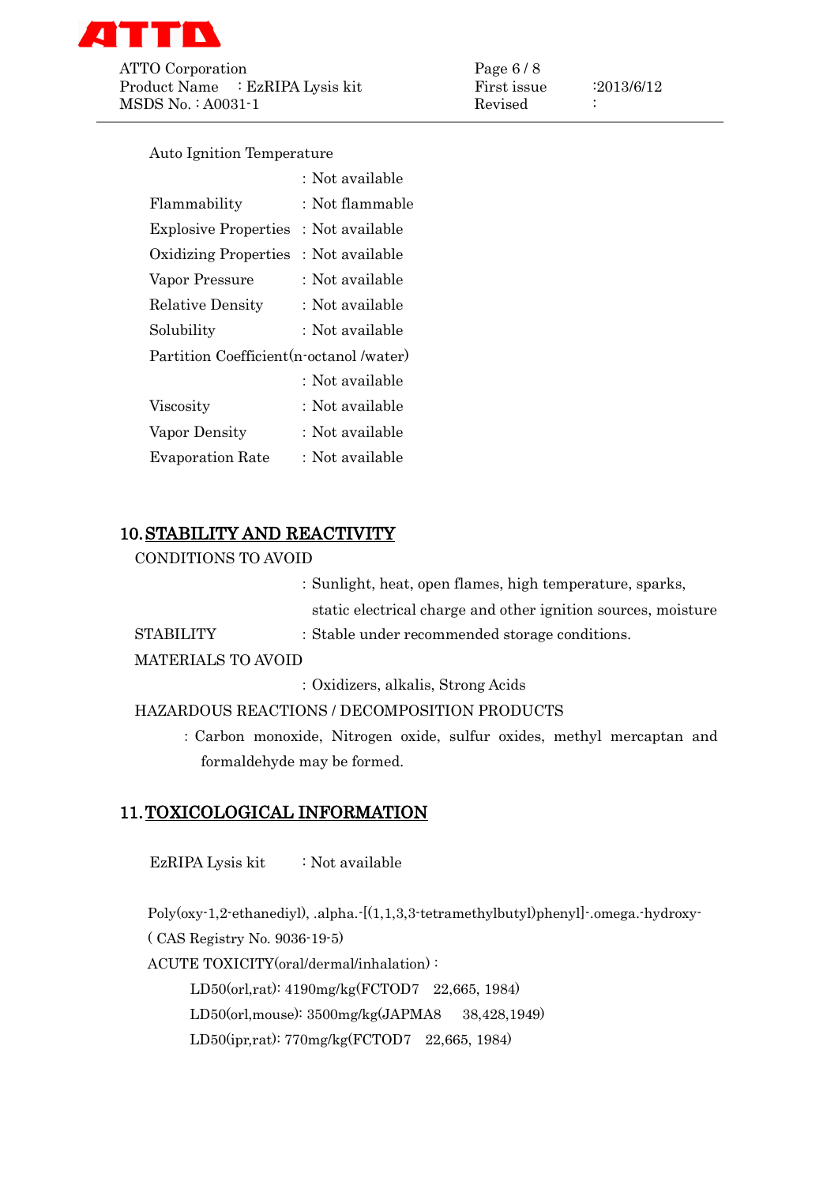Auto Ignition Temperature

: Not available

| | |
|---|---|
| Flammability | : Not flammable |
| Explosive Properties | : Not available |
| Oxidizing Properties | : Not available |
| Vapor Pressure | : Not available |
| Relative Density | : Not available |
| Solubility | : Not available |

Partition Coefficient(n-octanol /water)

: Not available

| | |
|---|---|
| Viscosity | : Not available |
| Vapor Density | : Not available |
| Evaporation Rate | : Not available |

## 10. STABILITY AND REACTIVITY

CONDITIONS TO AVOID

: Sunlight, heat, open flames, high temperature, sparks, static electrical charge and other ignition sources, moisture

STABILITY : Stable under recommended storage conditions.

MATERIALS TO AVOID

: Oxidizers, alkalis, Strong Acids

HAZARDOUS REACTIONS / DECOMPOSITION PRODUCTS

: Carbon monoxide, Nitrogen oxide, sulfur oxides, methyl mercaptan and formaldehyde may be formed.

## 11. TOXICOLOGICAL INFORMATION

EzRIPA Lysis kit : Not available

Poly(oxy-1,2-ethanediyl), .alpha.-[(1,1,3,3-tetramethylbutyl)phenyl]-.omega.-hydroxy-

( CAS Registry No. 9036-19-5)

ACUTE TOXICITY(oral/dermal/inhalation) :

LD50(orl,rat): 4190mg/kg(FCTOD7 22,665, 1984)

LD50(orl,mouse): 3500mg/kg(JAPMA8 38,428,1949)

LD50(ipr,rat): 770mg/kg(FCTOD7 22,665, 1984)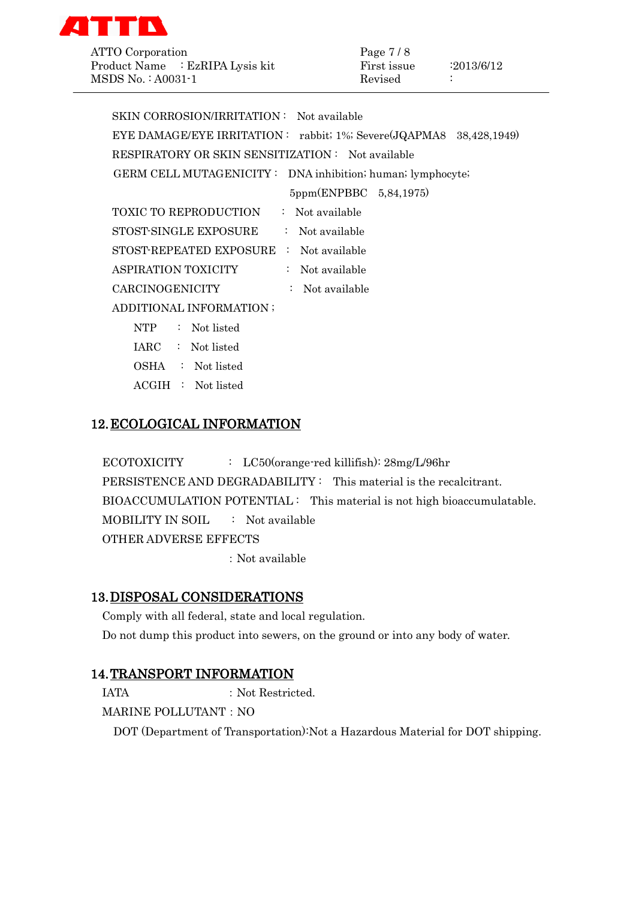SKIN CORROSION/IRRITATION : Not available

EYE DAMAGE/EYE IRRITATION : rabbit; 1%; Severe(JQAPMA8 38,428,1949)

RESPIRATORY OR SKIN SENSITIZATION : Not available

GERM CELL MUTAGENICITY : DNA inhibition; human; lymphocyte; 5ppm(ENPBBC 5,84,1975)

TOXIC TO REPRODUCTION : Not available

STOST-SINGLE EXPOSURE : Not available

STOST-REPEATED EXPOSURE : Not available

ASPIRATION TOXICITY : Not available

CARCINOGENICITY : Not available

ADDITIONAL INFORMATION ;

- NTP : Not listed
- IARC : Not listed
- OSHA : Not listed
- ACGIH : Not listed

## 12. ECOLOGICAL INFORMATION

ECOTOXICITY : LC50(orange-red killifish): 28mg/L/96hr

PERSISTENCE AND DEGRADABILITY : This material is the recalcitrant.

BIOACCUMULATION POTENTIAL : This material is not high bioaccumulatable.

MOBILITY IN SOIL : Not available

OTHER ADVERSE EFFECTS : Not available

## 13. DISPOSAL CONSIDERATIONS

Comply with all federal, state and local regulation.

Do not dump this product into sewers, on the ground or into any body of water.

## 14. TRANSPORT INFORMATION

IATA : Not Restricted.

MARINE POLLUTANT : NO

DOT (Department of Transportation):Not a Hazardous Material for DOT shipping.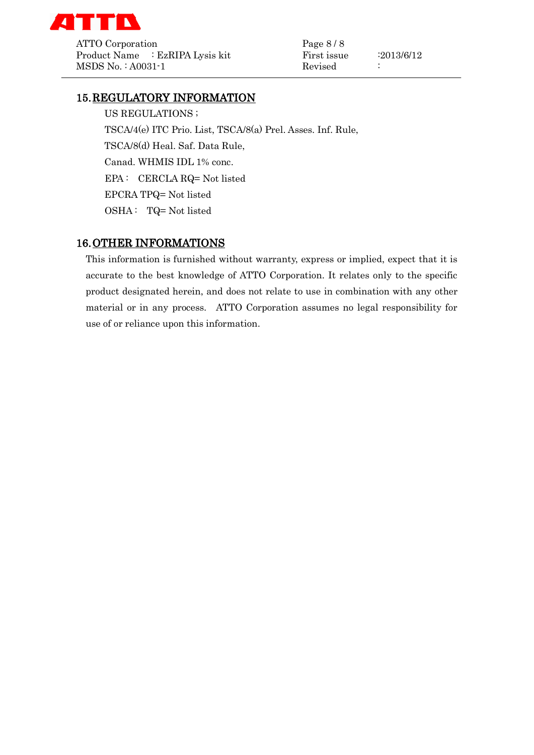## 15. REGULATORY INFORMATION

US REGULATIONS ;

TSCA/4(e) ITC Prio. List, TSCA/8(a) Prel. Asses. Inf. Rule,

TSCA/8(d) Heal. Saf. Data Rule,

Canad. WHMIS IDL 1% conc.

EPA： CERCLA RQ= Not listed

EPCRA TPQ= Not listed

OSHA： TQ= Not listed

## 16. OTHER INFORMATIONS

This information is furnished without warranty, express or implied, expect that it is accurate to the best knowledge of ATTO Corporation. It relates only to the specific product designated herein, and does not relate to use in combination with any other material or in any process. ATTO Corporation assumes no legal responsibility for use of or reliance upon this information.